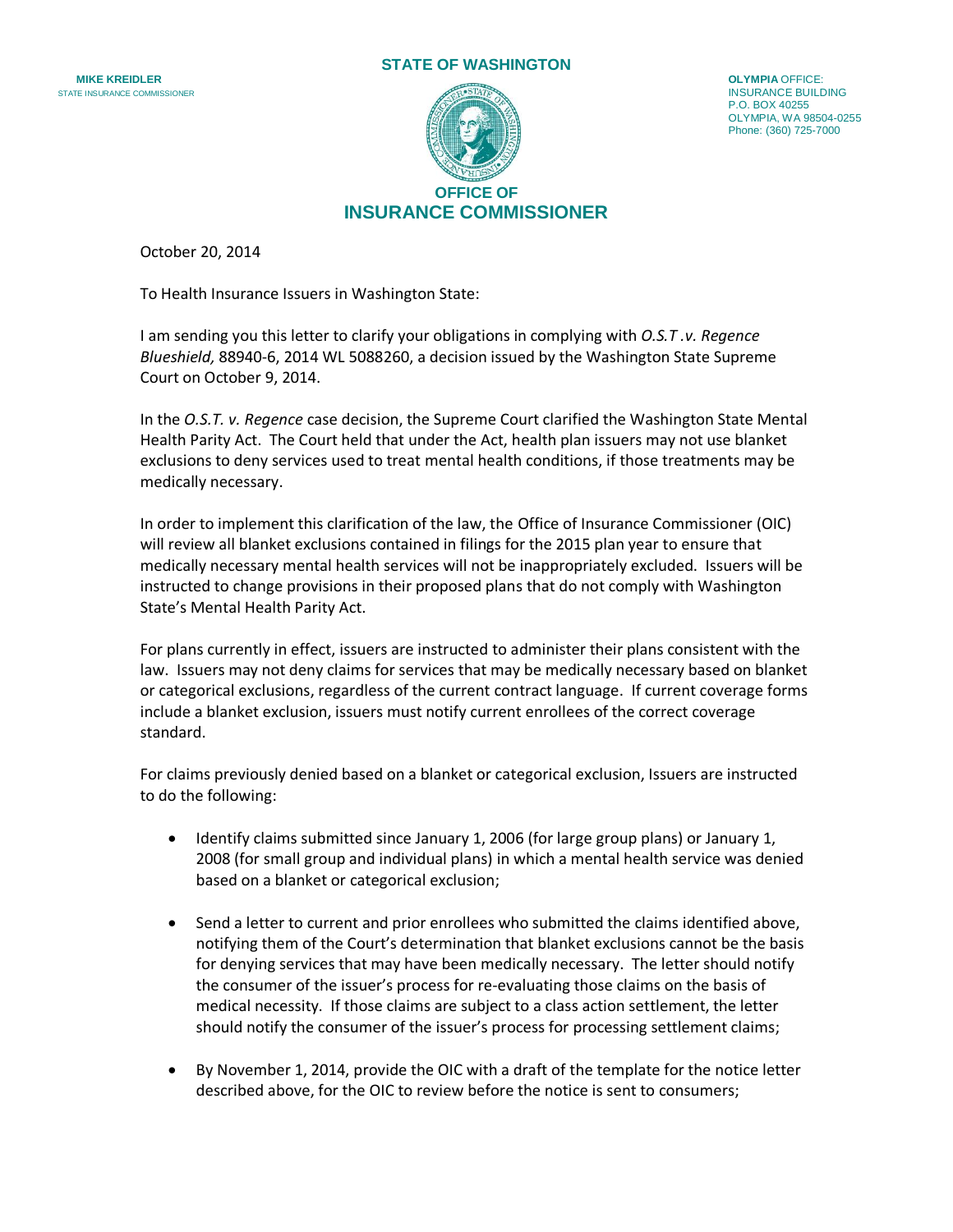**MIKE KREIDLER**
STATE INSURANCE COMMISSIONER

**STATE OF WASHINGTON**

**OFFICE OF**
**INSURANCE COMMISSIONER**

**OLYMPIA** OFFICE:
INSURANCE BUILDING
P.O. BOX 40255
OLYMPIA, WA 98504-0255
Phone: (360) 725-7000

October 20, 2014

To Health Insurance Issuers in Washington State:

I am sending you this letter to clarify your obligations in complying with *O.S.T .v. Regence Blueshield,* 88940-6, 2014 WL 5088260, a decision issued by the Washington State Supreme Court on October 9, 2014.

In the *O.S.T. v. Regence* case decision, the Supreme Court clarified the Washington State Mental Health Parity Act. The Court held that under the Act, health plan issuers may not use blanket exclusions to deny services used to treat mental health conditions, if those treatments may be medically necessary.

In order to implement this clarification of the law, the Office of Insurance Commissioner (OIC) will review all blanket exclusions contained in filings for the 2015 plan year to ensure that medically necessary mental health services will not be inappropriately excluded. Issuers will be instructed to change provisions in their proposed plans that do not comply with Washington State's Mental Health Parity Act.

For plans currently in effect, issuers are instructed to administer their plans consistent with the law. Issuers may not deny claims for services that may be medically necessary based on blanket or categorical exclusions, regardless of the current contract language. If current coverage forms include a blanket exclusion, issuers must notify current enrollees of the correct coverage standard.

For claims previously denied based on a blanket or categorical exclusion, Issuers are instructed to do the following:

- Identify claims submitted since January 1, 2006 (for large group plans) or January 1, 2008 (for small group and individual plans) in which a mental health service was denied based on a blanket or categorical exclusion;
- Send a letter to current and prior enrollees who submitted the claims identified above, notifying them of the Court's determination that blanket exclusions cannot be the basis for denying services that may have been medically necessary. The letter should notify the consumer of the issuer's process for re-evaluating those claims on the basis of medical necessity. If those claims are subject to a class action settlement, the letter should notify the consumer of the issuer's process for processing settlement claims;
- By November 1, 2014, provide the OIC with a draft of the template for the notice letter described above, for the OIC to review before the notice is sent to consumers;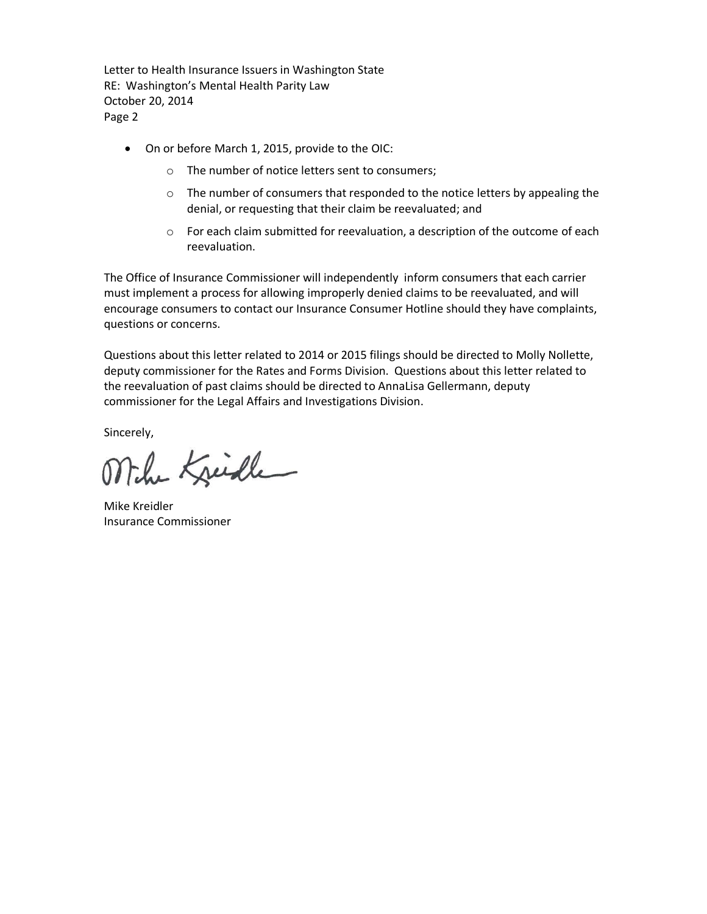- On or before March 1, 2015, provide to the OIC:
  - The number of notice letters sent to consumers;
  - The number of consumers that responded to the notice letters by appealing the denial, or requesting that their claim be reevaluated; and
  - For each claim submitted for reevaluation, a description of the outcome of each reevaluation.

The Office of Insurance Commissioner will independently inform consumers that each carrier must implement a process for allowing improperly denied claims to be reevaluated, and will encourage consumers to contact our Insurance Consumer Hotline should they have complaints, questions or concerns.

Questions about this letter related to 2014 or 2015 filings should be directed to Molly Nollette, deputy commissioner for the Rates and Forms Division. Questions about this letter related to the reevaluation of past claims should be directed to AnnaLisa Gellermann, deputy commissioner for the Legal Affairs and Investigations Division.

Sincerely,

Mike Kreidler
Insurance Commissioner